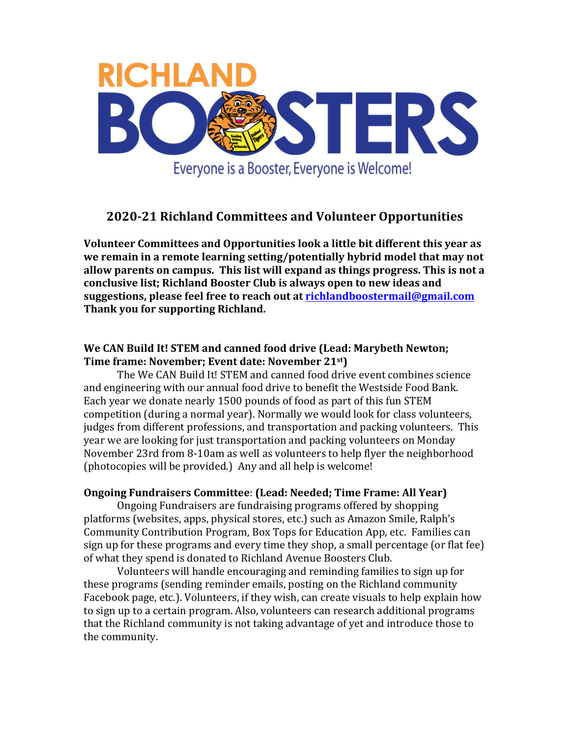RICHLAND BOOSTERS

Everyone is a Booster, Everyone is Welcome!

## 2020-21 Richland Committees and Volunteer Opportunities

**Volunteer Committees and Opportunities look a little bit different this year as we remain in a remote learning setting/potentially hybrid model that may not allow parents on campus. This list will expand as things progress. This is not a conclusive list; Richland Booster Club is always open to new ideas and suggestions, please feel free to reach out at [richlandboostermail@gmail.com](mailto:richlandboostermail@gmail.com) Thank you for supporting Richland.**

**We CAN Build It! STEM and canned food drive (Lead: Marybeth Newton; Time frame: November; Event date: November 21st)**

The We CAN Build It! STEM and canned food drive event combines science and engineering with our annual food drive to benefit the Westside Food Bank. Each year we donate nearly 1500 pounds of food as part of this fun STEM competition (during a normal year). Normally we would look for class volunteers, judges from different professions, and transportation and packing volunteers. This year we are looking for just transportation and packing volunteers on Monday November 23rd from 8-10am as well as volunteers to help flyer the neighborhood (photocopies will be provided.) Any and all help is welcome!

**Ongoing Fundraisers Committee: (Lead: Needed; Time Frame: All Year)**

Ongoing Fundraisers are fundraising programs offered by shopping platforms (websites, apps, physical stores, etc.) such as Amazon Smile, Ralph's Community Contribution Program, Box Tops for Education App, etc. Families can sign up for these programs and every time they shop, a small percentage (or flat fee) of what they spend is donated to Richland Avenue Boosters Club.

Volunteers will handle encouraging and reminding families to sign up for these programs (sending reminder emails, posting on the Richland community Facebook page, etc.). Volunteers, if they wish, can create visuals to help explain how to sign up to a certain program. Also, volunteers can research additional programs that the Richland community is not taking advantage of yet and introduce those to the community.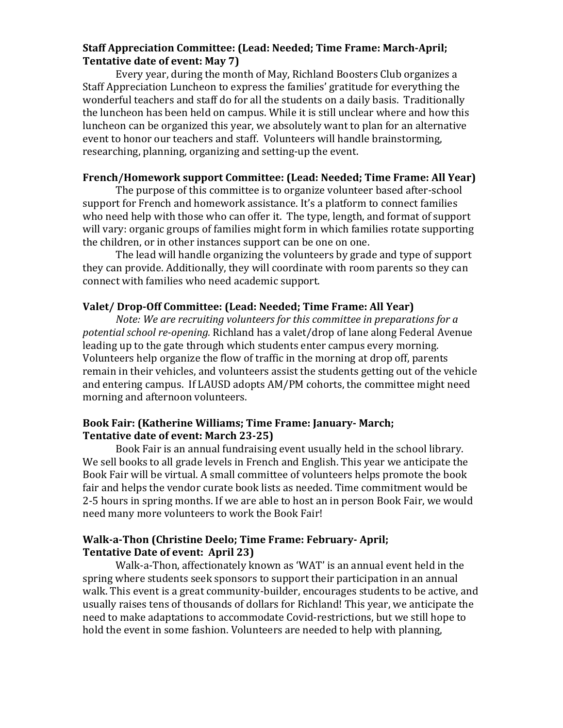**Staff Appreciation Committee: (Lead: Needed; Time Frame: March-April; Tentative date of event: May 7)**

Every year, during the month of May, Richland Boosters Club organizes a Staff Appreciation Luncheon to express the families' gratitude for everything the wonderful teachers and staff do for all the students on a daily basis. Traditionally the luncheon has been held on campus. While it is still unclear where and how this luncheon can be organized this year, we absolutely want to plan for an alternative event to honor our teachers and staff. Volunteers will handle brainstorming, researching, planning, organizing and setting-up the event.

**French/Homework support Committee: (Lead: Needed; Time Frame: All Year)**

The purpose of this committee is to organize volunteer based after-school support for French and homework assistance. It's a platform to connect families who need help with those who can offer it. The type, length, and format of support will vary: organic groups of families might form in which families rotate supporting the children, or in other instances support can be one on one.

The lead will handle organizing the volunteers by grade and type of support they can provide. Additionally, they will coordinate with room parents so they can connect with families who need academic support.

**Valet/ Drop-Off Committee: (Lead: Needed; Time Frame: All Year)**

*Note: We are recruiting volunteers for this committee in preparations for a potential school re-opening.* Richland has a valet/drop of lane along Federal Avenue leading up to the gate through which students enter campus every morning. Volunteers help organize the flow of traffic in the morning at drop off, parents remain in their vehicles, and volunteers assist the students getting out of the vehicle and entering campus. If LAUSD adopts AM/PM cohorts, the committee might need morning and afternoon volunteers.

**Book Fair: (Katherine Williams; Time Frame: January- March; Tentative date of event: March 23-25)**

Book Fair is an annual fundraising event usually held in the school library. We sell books to all grade levels in French and English. This year we anticipate the Book Fair will be virtual. A small committee of volunteers helps promote the book fair and helps the vendor curate book lists as needed. Time commitment would be 2-5 hours in spring months. If we are able to host an in person Book Fair, we would need many more volunteers to work the Book Fair!

**Walk-a-Thon (Christine Deelo; Time Frame: February- April; Tentative Date of event: April 23)**

Walk-a-Thon, affectionately known as 'WAT' is an annual event held in the spring where students seek sponsors to support their participation in an annual walk. This event is a great community-builder, encourages students to be active, and usually raises tens of thousands of dollars for Richland! This year, we anticipate the need to make adaptations to accommodate Covid-restrictions, but we still hope to hold the event in some fashion. Volunteers are needed to help with planning,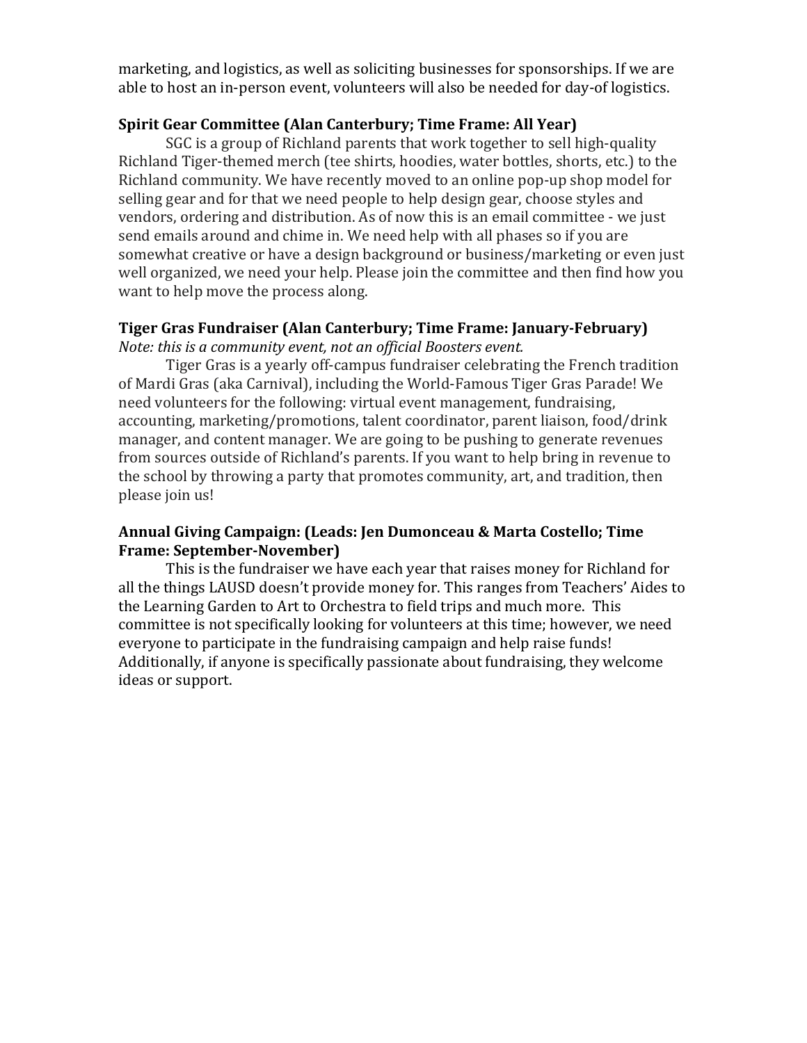marketing, and logistics, as well as soliciting businesses for sponsorships. If we are able to host an in-person event, volunteers will also be needed for day-of logistics.

**Spirit Gear Committee (Alan Canterbury; Time Frame: All Year)**

SGC is a group of Richland parents that work together to sell high-quality Richland Tiger-themed merch (tee shirts, hoodies, water bottles, shorts, etc.) to the Richland community. We have recently moved to an online pop-up shop model for selling gear and for that we need people to help design gear, choose styles and vendors, ordering and distribution. As of now this is an email committee - we just send emails around and chime in. We need help with all phases so if you are somewhat creative or have a design background or business/marketing or even just well organized, we need your help. Please join the committee and then find how you want to help move the process along.

**Tiger Gras Fundraiser (Alan Canterbury; Time Frame: January-February)**

*Note: this is a community event, not an official Boosters event.*

Tiger Gras is a yearly off-campus fundraiser celebrating the French tradition of Mardi Gras (aka Carnival), including the World-Famous Tiger Gras Parade! We need volunteers for the following: virtual event management, fundraising, accounting, marketing/promotions, talent coordinator, parent liaison, food/drink manager, and content manager. We are going to be pushing to generate revenues from sources outside of Richland's parents. If you want to help bring in revenue to the school by throwing a party that promotes community, art, and tradition, then please join us!

**Annual Giving Campaign: (Leads: Jen Dumonceau & Marta Costello; Time Frame: September-November)**

This is the fundraiser we have each year that raises money for Richland for all the things LAUSD doesn't provide money for. This ranges from Teachers' Aides to the Learning Garden to Art to Orchestra to field trips and much more. This committee is not specifically looking for volunteers at this time; however, we need everyone to participate in the fundraising campaign and help raise funds! Additionally, if anyone is specifically passionate about fundraising, they welcome ideas or support.